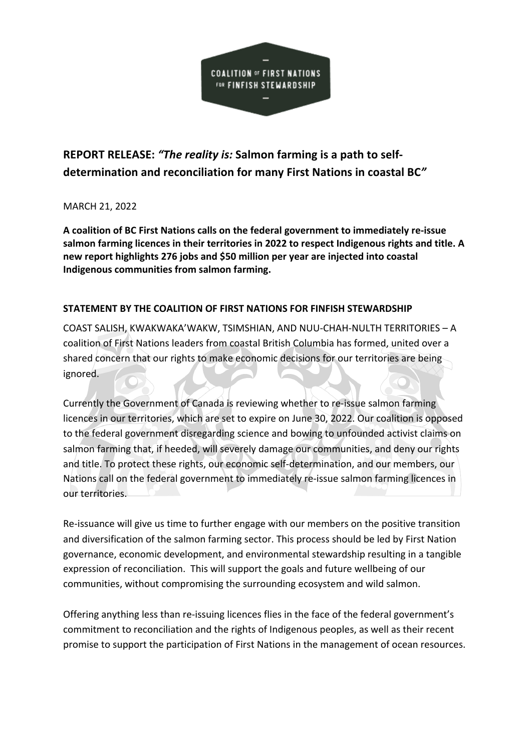# REPORT RELEASE: *"The reality is:* Salmon farming is a path to self-determination and reconciliation for many First Nations in coastal BC*"*

MARCH 21, 2022

**A coalition of BC First Nations calls on the federal government to immediately re-issue salmon farming licences in their territories in 2022 to respect Indigenous rights and title. A new report highlights 276 jobs and $50 million per year are injected into coastal Indigenous communities from salmon farming.**

## STATEMENT BY THE COALITION OF FIRST NATIONS FOR FINFISH STEWARDSHIP

COAST SALISH, KWAKWAKA'WAKW, TSIMSHIAN, AND NUU-CHAH-NULTH TERRITORIES – A coalition of First Nations leaders from coastal British Columbia has formed, united over a shared concern that our rights to make economic decisions for our territories are being ignored.

Currently the Government of Canada is reviewing whether to re-issue salmon farming licences in our territories, which are set to expire on June 30, 2022. Our coalition is opposed to the federal government disregarding science and bowing to unfounded activist claims on salmon farming that, if heeded, will severely damage our communities, and deny our rights and title. To protect these rights, our economic self-determination, and our members, our Nations call on the federal government to immediately re-issue salmon farming licences in our territories.

Re-issuance will give us time to further engage with our members on the positive transition and diversification of the salmon farming sector. This process should be led by First Nation governance, economic development, and environmental stewardship resulting in a tangible expression of reconciliation. This will support the goals and future wellbeing of our communities, without compromising the surrounding ecosystem and wild salmon.

Offering anything less than re-issuing licences flies in the face of the federal government's commitment to reconciliation and the rights of Indigenous peoples, as well as their recent promise to support the participation of First Nations in the management of ocean resources.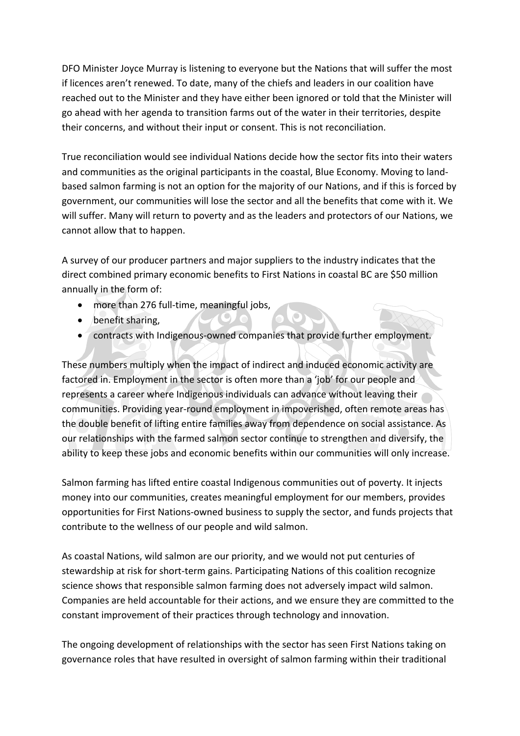DFO Minister Joyce Murray is listening to everyone but the Nations that will suffer the most if licences aren't renewed. To date, many of the chiefs and leaders in our coalition have reached out to the Minister and they have either been ignored or told that the Minister will go ahead with her agenda to transition farms out of the water in their territories, despite their concerns, and without their input or consent. This is not reconciliation.

True reconciliation would see individual Nations decide how the sector fits into their waters and communities as the original participants in the coastal, Blue Economy. Moving to land-based salmon farming is not an option for the majority of our Nations, and if this is forced by government, our communities will lose the sector and all the benefits that come with it. We will suffer. Many will return to poverty and as the leaders and protectors of our Nations, we cannot allow that to happen.

A survey of our producer partners and major suppliers to the industry indicates that the direct combined primary economic benefits to First Nations in coastal BC are $50 million annually in the form of:

- more than 276 full-time, meaningful jobs,
- benefit sharing,
- contracts with Indigenous-owned companies that provide further employment.

These numbers multiply when the impact of indirect and induced economic activity are factored in. Employment in the sector is often more than a 'job' for our people and represents a career where Indigenous individuals can advance without leaving their communities. Providing year-round employment in impoverished, often remote areas has the double benefit of lifting entire families away from dependence on social assistance. As our relationships with the farmed salmon sector continue to strengthen and diversify, the ability to keep these jobs and economic benefits within our communities will only increase.

Salmon farming has lifted entire coastal Indigenous communities out of poverty. It injects money into our communities, creates meaningful employment for our members, provides opportunities for First Nations-owned business to supply the sector, and funds projects that contribute to the wellness of our people and wild salmon.

As coastal Nations, wild salmon are our priority, and we would not put centuries of stewardship at risk for short-term gains. Participating Nations of this coalition recognize science shows that responsible salmon farming does not adversely impact wild salmon. Companies are held accountable for their actions, and we ensure they are committed to the constant improvement of their practices through technology and innovation.

The ongoing development of relationships with the sector has seen First Nations taking on governance roles that have resulted in oversight of salmon farming within their traditional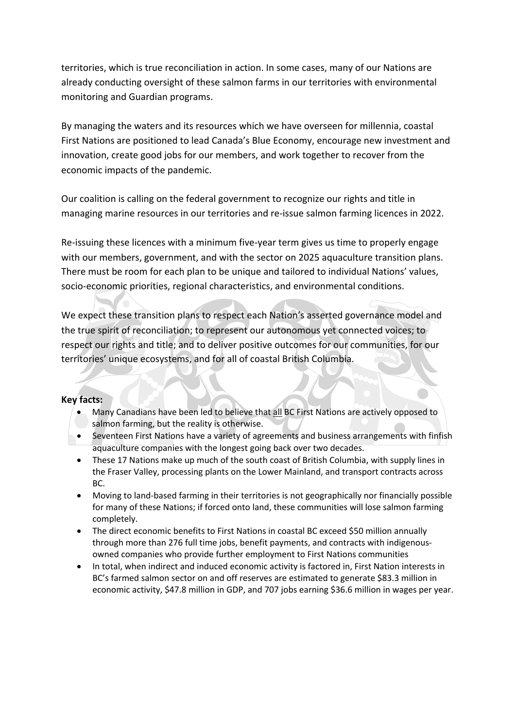territories, which is true reconciliation in action. In some cases, many of our Nations are already conducting oversight of these salmon farms in our territories with environmental monitoring and Guardian programs.

By managing the waters and its resources which we have overseen for millennia, coastal First Nations are positioned to lead Canada's Blue Economy, encourage new investment and innovation, create good jobs for our members, and work together to recover from the economic impacts of the pandemic.

Our coalition is calling on the federal government to recognize our rights and title in managing marine resources in our territories and re-issue salmon farming licences in 2022.

Re-issuing these licences with a minimum five-year term gives us time to properly engage with our members, government, and with the sector on 2025 aquaculture transition plans. There must be room for each plan to be unique and tailored to individual Nations' values, socio-economic priorities, regional characteristics, and environmental conditions.

We expect these transition plans to respect each Nation's asserted governance model and the true spirit of reconciliation; to represent our autonomous yet connected voices; to respect our rights and title; and to deliver positive outcomes for our communities, for our territories' unique ecosystems, and for all of coastal British Columbia.

**Key facts:**

- Many Canadians have been led to believe that all BC First Nations are actively opposed to salmon farming, but the reality is otherwise.
- Seventeen First Nations have a variety of agreements and business arrangements with finfish aquaculture companies with the longest going back over two decades.
- These 17 Nations make up much of the south coast of British Columbia, with supply lines in the Fraser Valley, processing plants on the Lower Mainland, and transport contracts across BC.
- Moving to land-based farming in their territories is not geographically nor financially possible for many of these Nations; if forced onto land, these communities will lose salmon farming completely.
- The direct economic benefits to First Nations in coastal BC exceed $50 million annually through more than 276 full time jobs, benefit payments, and contracts with indigenous-owned companies who provide further employment to First Nations communities
- In total, when indirect and induced economic activity is factored in, First Nation interests in BC's farmed salmon sector on and off reserves are estimated to generate $83.3 million in economic activity, $47.8 million in GDP, and 707 jobs earning $36.6 million in wages per year.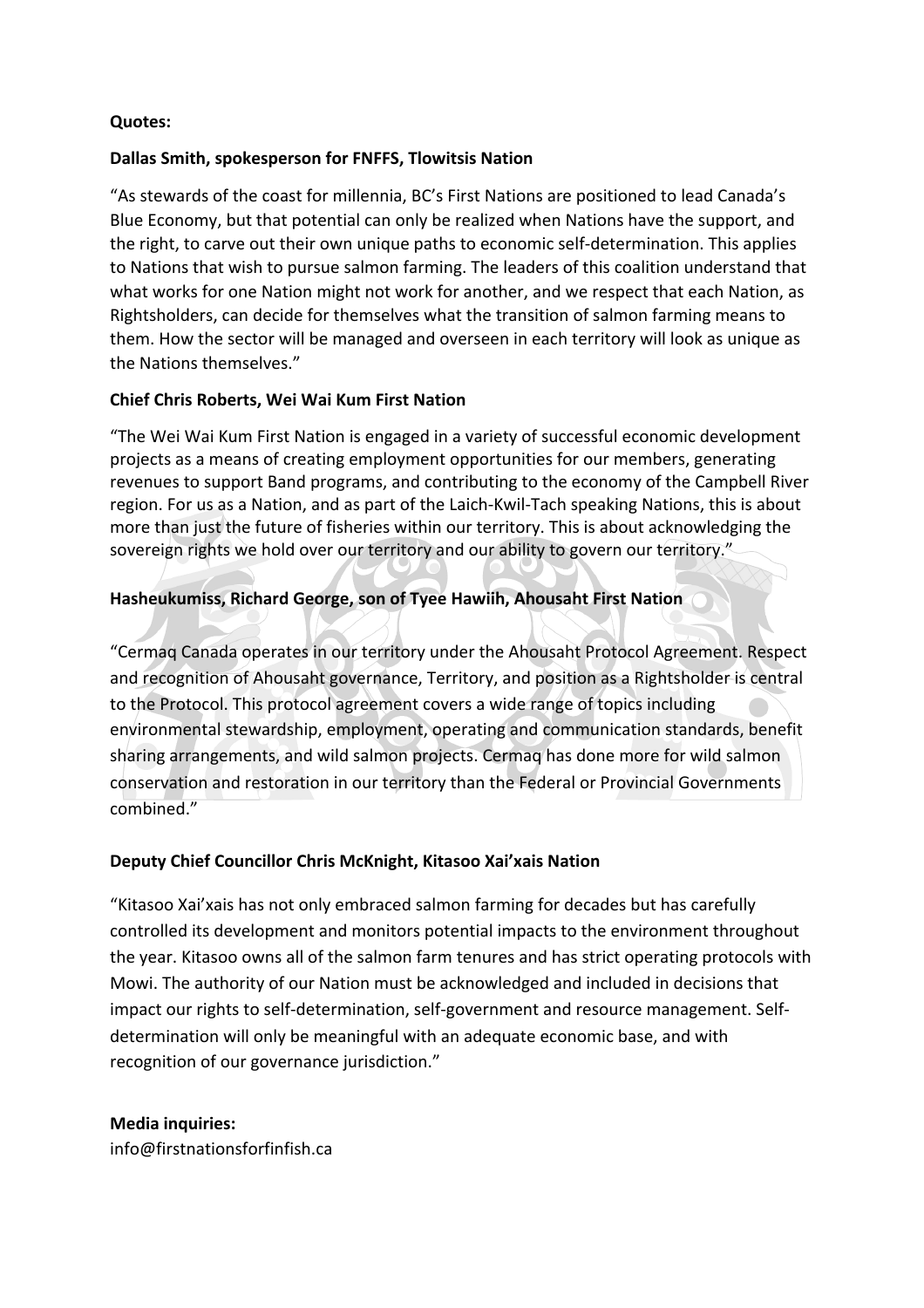**Quotes:**

**Dallas Smith, spokesperson for FNFFS, Tlowitsis Nation**

"As stewards of the coast for millennia, BC's First Nations are positioned to lead Canada's Blue Economy, but that potential can only be realized when Nations have the support, and the right, to carve out their own unique paths to economic self-determination. This applies to Nations that wish to pursue salmon farming. The leaders of this coalition understand that what works for one Nation might not work for another, and we respect that each Nation, as Rightsholders, can decide for themselves what the transition of salmon farming means to them. How the sector will be managed and overseen in each territory will look as unique as the Nations themselves."

**Chief Chris Roberts, Wei Wai Kum First Nation**

"The Wei Wai Kum First Nation is engaged in a variety of successful economic development projects as a means of creating employment opportunities for our members, generating revenues to support Band programs, and contributing to the economy of the Campbell River region. For us as a Nation, and as part of the Laich-Kwil-Tach speaking Nations, this is about more than just the future of fisheries within our territory. This is about acknowledging the sovereign rights we hold over our territory and our ability to govern our territory."

**Hasheukumiss, Richard George, son of Tyee Hawiih, Ahousaht First Nation**

"Cermaq Canada operates in our territory under the Ahousaht Protocol Agreement. Respect and recognition of Ahousaht governance, Territory, and position as a Rightsholder is central to the Protocol. This protocol agreement covers a wide range of topics including environmental stewardship, employment, operating and communication standards, benefit sharing arrangements, and wild salmon projects. Cermaq has done more for wild salmon conservation and restoration in our territory than the Federal or Provincial Governments combined."

**Deputy Chief Councillor Chris McKnight, Kitasoo Xai'xais Nation**

"Kitasoo Xai'xais has not only embraced salmon farming for decades but has carefully controlled its development and monitors potential impacts to the environment throughout the year. Kitasoo owns all of the salmon farm tenures and has strict operating protocols with Mowi. The authority of our Nation must be acknowledged and included in decisions that impact our rights to self-determination, self-government and resource management. Self-determination will only be meaningful with an adequate economic base, and with recognition of our governance jurisdiction."

**Media inquiries:**
info@firstnationsforfinfish.ca